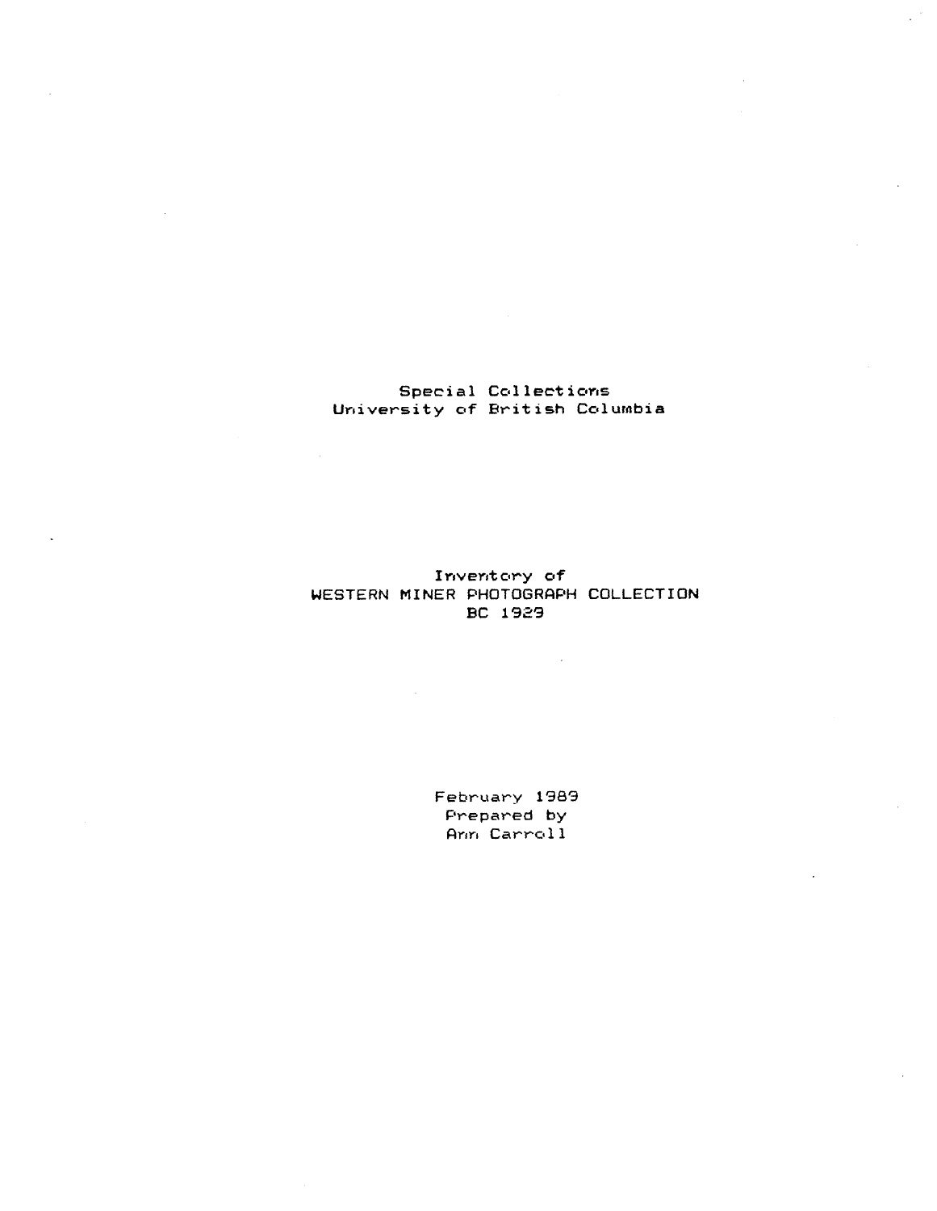Special Collections
University of British Columbia

Inventory of
WESTERN MINER PHOTOGRAPH COLLECTION
BC 1929

February 1989
Prepared by
Ann Carroll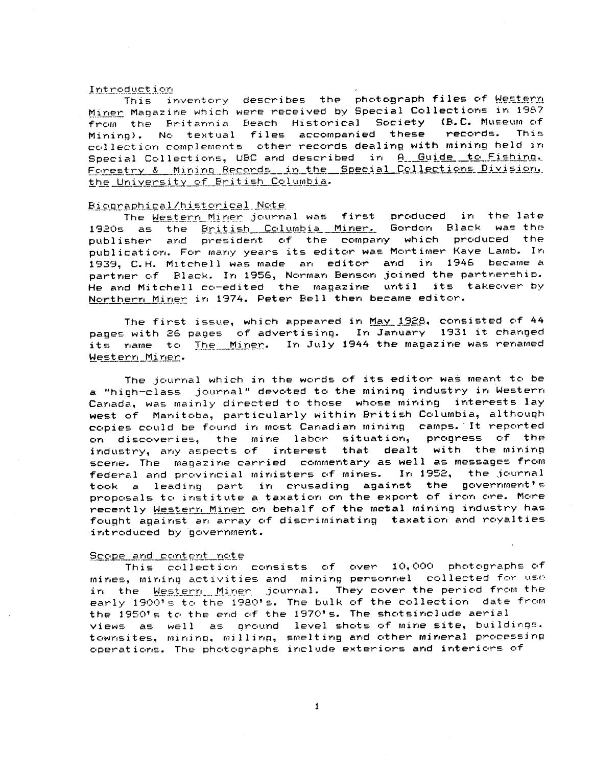## Introduction

This inventory describes the photograph files of Western Miner Magazine which were received by Special Collections in 1987 from the Britannia Beach Historical Society (B.C. Museum of Mining). No textual files accompanied these records. This collection complements other records dealing with mining held in Special Collections, UBC and described in A Guide to Fishing, Forestry & Mining Records in the Special Collections Division, the University of British Columbia.

## Biographical/historical Note

The Western Miner journal was first produced in the late 1920s as the British Columbia Miner. Gordon Black was the publisher and president of the company which produced the publication. For many years its editor was Mortimer Kaye Lamb. In 1939, C.H. Mitchell was made an editor and in 1946 became a partner of Black. In 1956, Norman Benson joined the partnership. He and Mitchell co-edited the magazine until its takeover by Northern Miner in 1974. Peter Bell then became editor.

The first issue, which appeared in May 1928, consisted of 44 pages with 26 pages of advertising. In January 1931 it changed its name to The Miner. In July 1944 the magazine was renamed Western Miner.

The journal which in the words of its editor was meant to be a "high-class journal" devoted to the mining industry in Western Canada, was mainly directed to those whose mining interests lay west of Manitoba, particularly within British Columbia, although copies could be found in most Canadian mining camps. It reported on discoveries, the mine labor situation, progress of the industry, any aspects of interest that dealt with the mining scene. The magazine carried commentary as well as messages from federal and provincial ministers of mines. In 1952, the journal took a leading part in crusading against the government's proposals to institute a taxation on the export of iron ore. More recently Western Miner on behalf of the metal mining industry has fought against an array of discriminating taxation and royalties introduced by government.

## Scope and content note

This collection consists of over 10,000 photographs of mines, mining activities and mining personnel collected for use in the Western Miner journal. They cover the period from the early 1900's to the 1980's. The bulk of the collection date from the 1950's to the end of the 1970's. The shotsinclude aerial views as well as ground level shots of mine site, buildings, townsites, mining, milling, smelting and other mineral processing operations. The photographs include exteriors and interiors of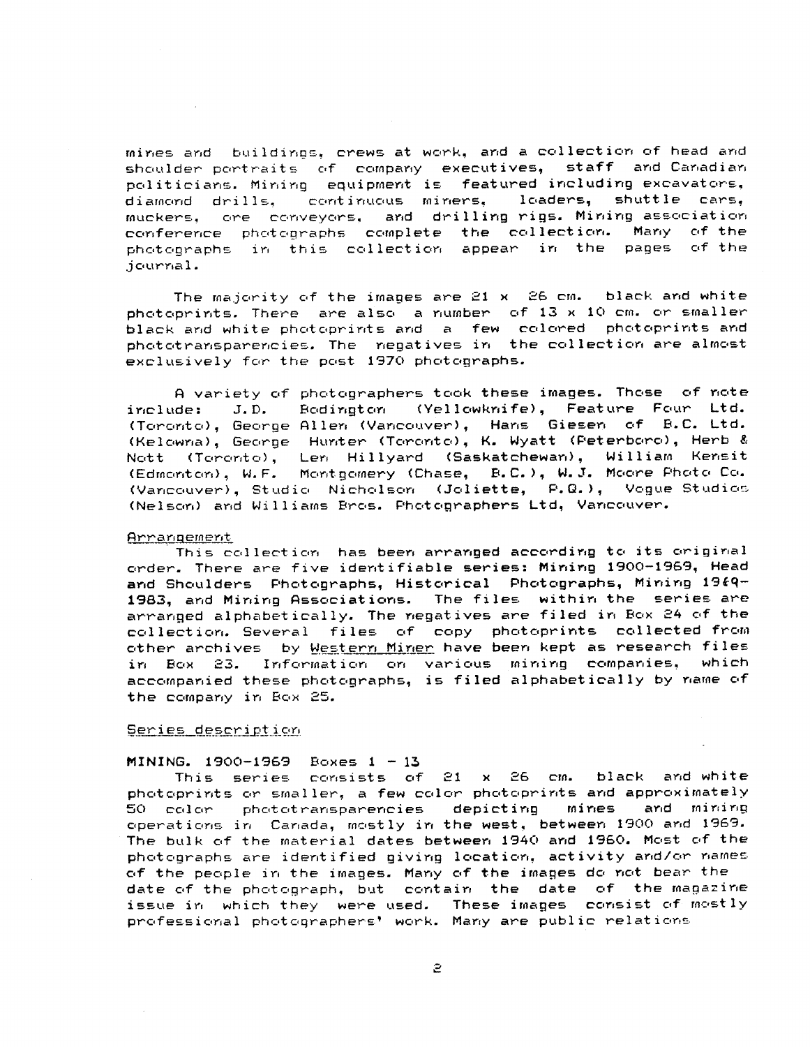mines and buildings, crews at work, and a collection of head and shoulder portraits of company executives, staff and Canadian politicians. Mining equipment is featured including excavators, diamond drills, continuous miners, loaders, shuttle cars, muckers, ore conveyors, and drilling rigs. Mining association conference photographs complete the collection. Many of the photographs in this collection appear in the pages of the journal.

The majority of the images are 21 x 26 cm. black and white photoprints. There are also a number of 13 x 10 cm. or smaller black and white photoprints and a few colored photoprints and phototransparencies. The negatives in the collection are almost exclusively for the post 1970 photographs.

A variety of photographers took these images. Those of note include: J.D. Bodington (Yellowknife), Feature Four Ltd. (Toronto), George Allen (Vancouver), Hans Giesen of B.C. Ltd. (Kelowna), George Hunter (Toronto), K. Wyatt (Peterboro), Herb & Nott (Toronto), Len Hillyard (Saskatchewan), William Kensit (Edmonton), W.F. Montgomery (Chase, B.C.), W.J. Moore Photo Co. (Vancouver), Studio Nicholson (Joliette, P.Q.), Vogue Studios (Nelson) and Williams Bros. Photographers Ltd, Vancouver.

## Arrangement

This collection has been arranged according to its original order. There are five identifiable series: Mining 1900-1969, Head and Shoulders Photographs, Historical Photographs, Mining 1969-1983, and Mining Associations. The files within the series are arranged alphabetically. The negatives are filed in Box 24 of the collection. Several files of copy photoprints collected from other archives by Western Miner have been kept as research files in Box 23. Information on various mining companies, which accompanied these photographs, is filed alphabetically by name of the company in Box 25.

## Series description

**MINING. 1900-1969** Boxes 1 - 13

This series consists of 21 x 26 cm. black and white photoprints or smaller, a few color photoprints and approximately 50 color phototransparencies depicting mines and mining operations in Canada, mostly in the west, between 1900 and 1969. The bulk of the material dates between 1940 and 1960. Most of the photographs are identified giving location, activity and/or names of the people in the images. Many of the images do not bear the date of the photograph, but contain the date of the magazine issue in which they were used. These images consist of mostly professional photographers' work. Many are public relations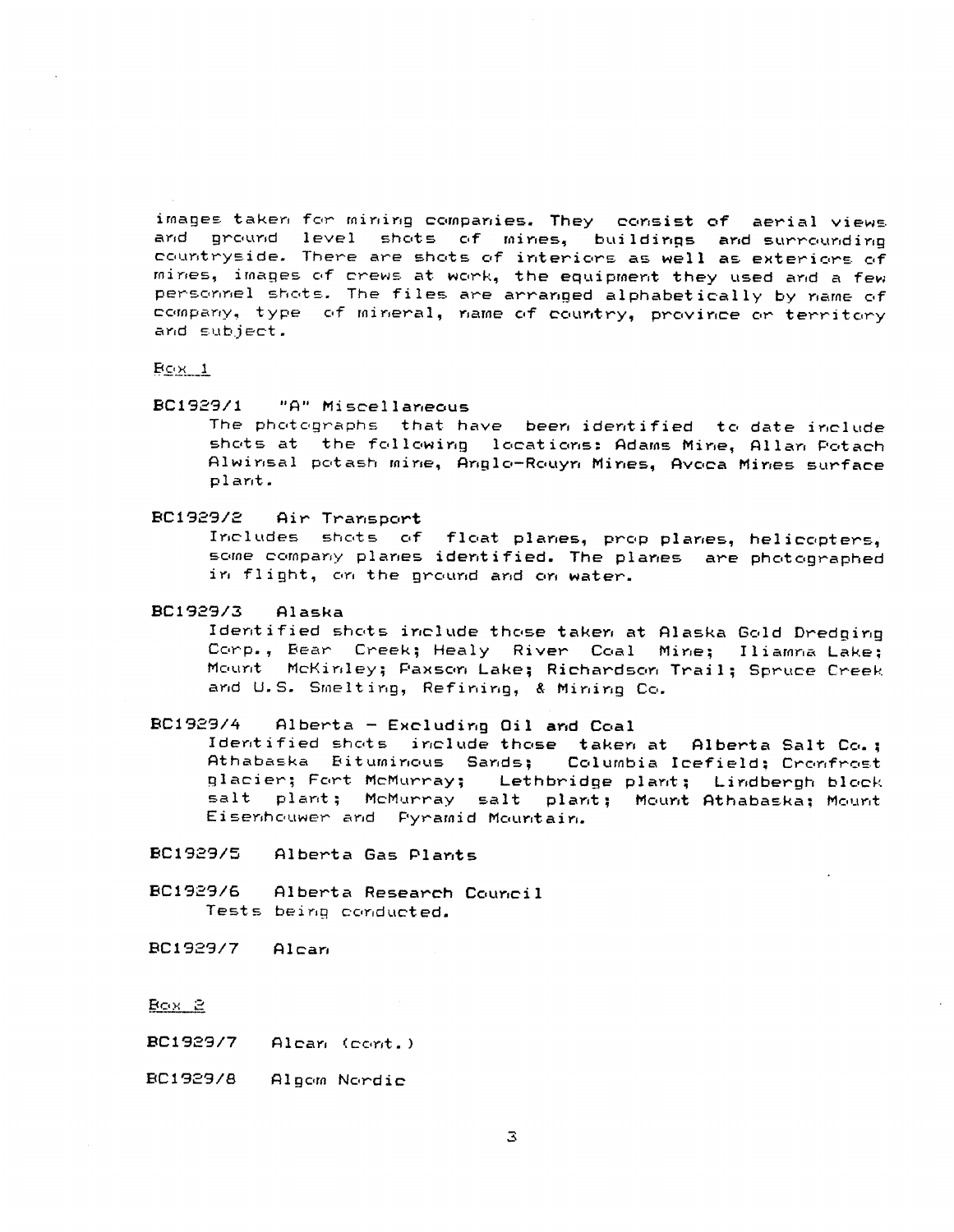images taken for mining companies. They consist of aerial views and ground level shots of mines, buildings and surrounding countryside. There are shots of interiors as well as exteriors of mines, images of crews at work, the equipment they used and a few personnel shots. The files are arranged alphabetically by name of company, type of mineral, name of country, province or territory and subject.

Box 1

**BC1929/1** "A" Miscellaneous

The photographs that have been identified to date include shots at the following locations: Adams Mine, Allan Potach Alwinsal potash mine, Anglo-Rouyn Mines, Avoca Mines surface plant.

**BC1929/2** Air Transport

Includes shots of float planes, prop planes, helicopters, some company planes identified. The planes are photographed in flight, on the ground and on water.

**BC1929/3** Alaska

Identified shots include those taken at Alaska Gold Dredging Corp., Bear Creek; Healy River Coal Mine; Iliamna Lake; Mount McKinley; Paxson Lake; Richardson Trail; Spruce Creek and U.S. Smelting, Refining, & Mining Co.

**BC1929/4** Alberta - Excluding Oil and Coal

Identified shots include those taken at Alberta Salt Co.; Athabaska Bituminous Sands; Columbia Icefield; Cronfrost glacier; Fort McMurray; Lethbridge plant; Lindbergh block salt plant; McMurray salt plant; Mount Athabaska; Mount Eisenhouwer and Pyramid Mountain.

**BC1929/5** Alberta Gas Plants

**BC1929/6** Alberta Research Council

Tests being conducted.

**BC1929/7** Alcan

Box 2

**BC1929/7** Alcan (cont.)

**BC1929/8** Algom Nordic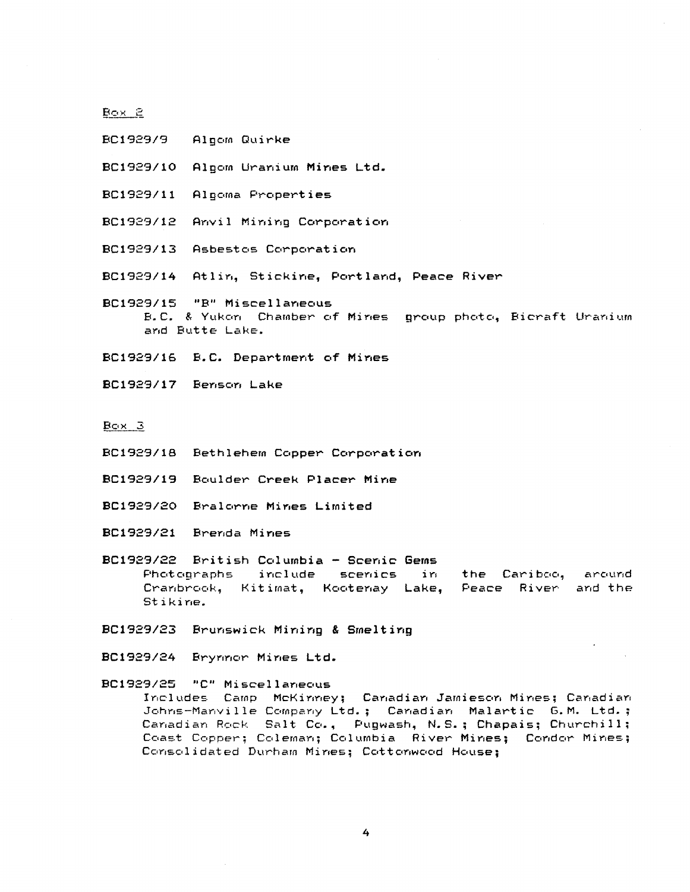Box 2

BC1929/9 Algom Quirke

BC1929/10 Algom Uranium Mines Ltd.

BC1929/11 Algoma Properties

BC1929/12 Anvil Mining Corporation

BC1929/13 Asbestos Corporation

BC1929/14 Atlin, Stickine, Portland, Peace River

BC1929/15 "B" Miscellaneous
B.C. & Yukon Chamber of Mines group photo, Bicraft Uranium and Butte Lake.

BC1929/16 B.C. Department of Mines

BC1929/17 Benson Lake

Box 3

BC1929/18 Bethlehem Copper Corporation

BC1929/19 Boulder Creek Placer Mine

BC1929/20 Bralorne Mines Limited

BC1929/21 Brenda Mines

BC1929/22 British Columbia - Scenic Gems
Photographs include scenics in the Cariboo, around Cranbrook, Kitimat, Kootenay Lake, Peace River and the Stikine.

BC1929/23 Brunswick Mining & Smelting

BC1929/24 Brynnor Mines Ltd.

BC1929/25 "C" Miscellaneous
Includes Camp McKinney; Canadian Jamieson Mines; Canadian Johns-Manville Company Ltd.; Canadian Malartic G.M. Ltd.; Canadian Rock Salt Co., Pugwash, N.S.; Chapais; Churchill; Coast Copper; Coleman; Columbia River Mines; Condor Mines; Consolidated Durham Mines; Cottonwood House;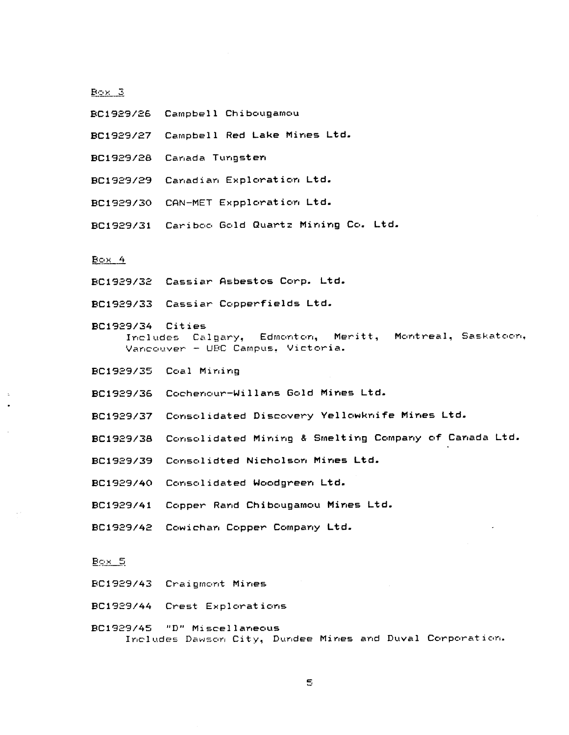Box 3

BC1929/26 Campbell Chibougamou

BC1929/27 Campbell Red Lake Mines Ltd.

BC1929/28 Canada Tungsten

BC1929/29 Canadian Exploration Ltd.

BC1929/30 CAN-MET Expploration Ltd.

BC1929/31 Cariboo Gold Quartz Mining Co. Ltd.

Box 4

BC1929/32 Cassiar Asbestos Corp. Ltd.

BC1929/33 Cassiar Copperfields Ltd.

BC1929/34 Cities
Includes Calgary, Edmonton, Meritt, Montreal, Saskatoon, Vancouver - UBC Campus, Victoria.

BC1929/35 Coal Mining

BC1929/36 Cochenour-Willans Gold Mines Ltd.

BC1929/37 Consolidated Discovery Yellowknife Mines Ltd.

BC1929/38 Consolidated Mining & Smelting Company of Canada Ltd.

BC1929/39 Consolidted Nicholson Mines Ltd.

BC1929/40 Consolidated Woodgreen Ltd.

BC1929/41 Copper Rand Chibougamou Mines Ltd.

BC1929/42 Cowichan Copper Company Ltd.

Box 5

BC1929/43 Craigmont Mines

BC1929/44 Crest Explorations

BC1929/45 "D" Miscellaneous
Includes Dawson City, Dundee Mines and Duval Corporation.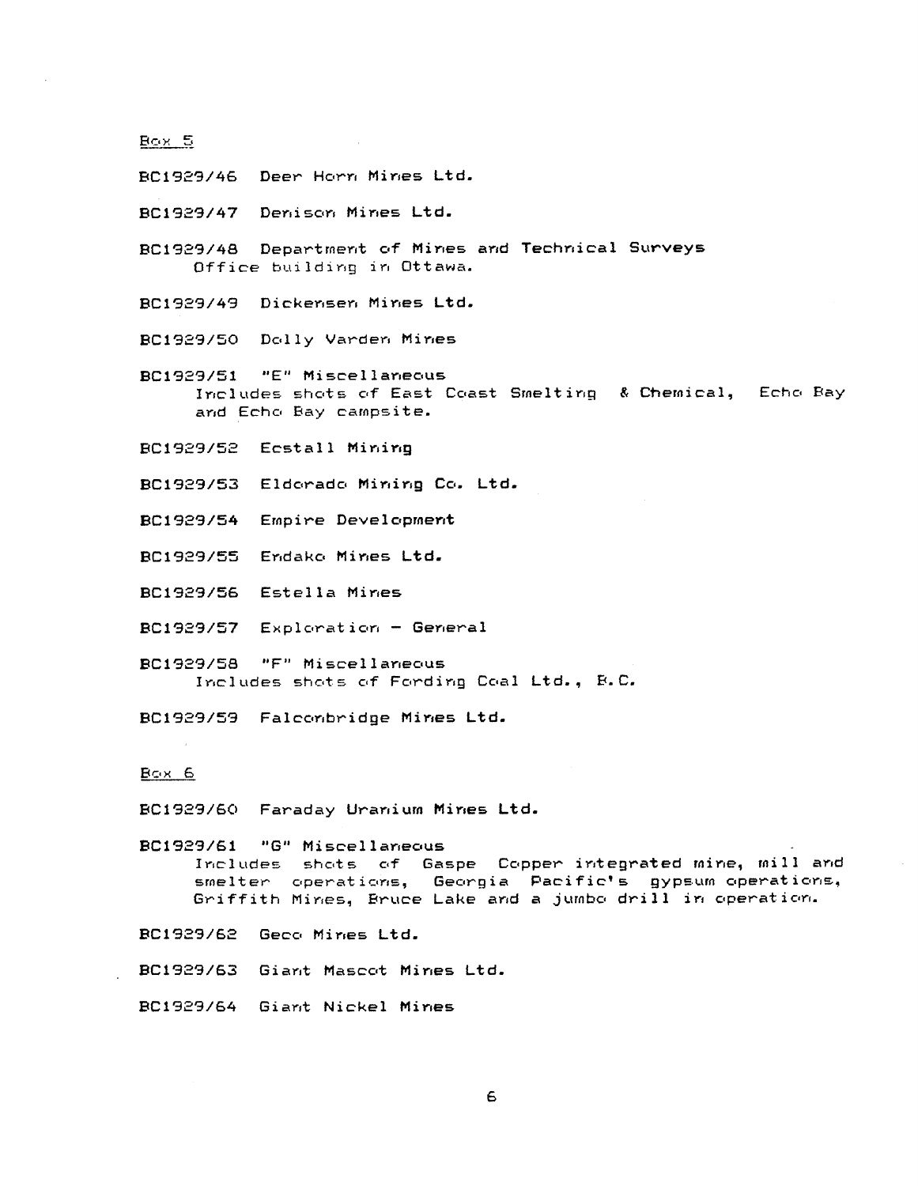<u>Box 5</u>

BC1929/46 Deer Horn Mines Ltd.

BC1929/47 Denison Mines Ltd.

BC1929/48 Department of Mines and Technical Surveys
Office building in Ottawa.

BC1929/49 Dickensen Mines Ltd.

BC1929/50 Dolly Varden Mines

BC1929/51 "E" Miscellaneous
Includes shots of East Coast Smelting & Chemical, Echo Bay and Echo Bay campsite.

BC1929/52 Ecstall Mining

BC1929/53 Eldorado Mining Co. Ltd.

BC1929/54 Empire Development

BC1929/55 Endako Mines Ltd.

BC1929/56 Estella Mines

BC1929/57 Exploration - General

BC1929/58 "F" Miscellaneous
Includes shots of Fording Coal Ltd., B.C.

BC1929/59 Falconbridge Mines Ltd.

<u>Box 6</u>

BC1929/60 Faraday Uranium Mines Ltd.

BC1929/61 "G" Miscellaneous
Includes shots of Gaspe Copper integrated mine, mill and smelter operations, Georgia Pacific's gypsum operations, Griffith Mines, Bruce Lake and a jumbo drill in operation.

BC1929/62 Geco Mines Ltd.

BC1929/63 Giant Mascot Mines Ltd.

BC1929/64 Giant Nickel Mines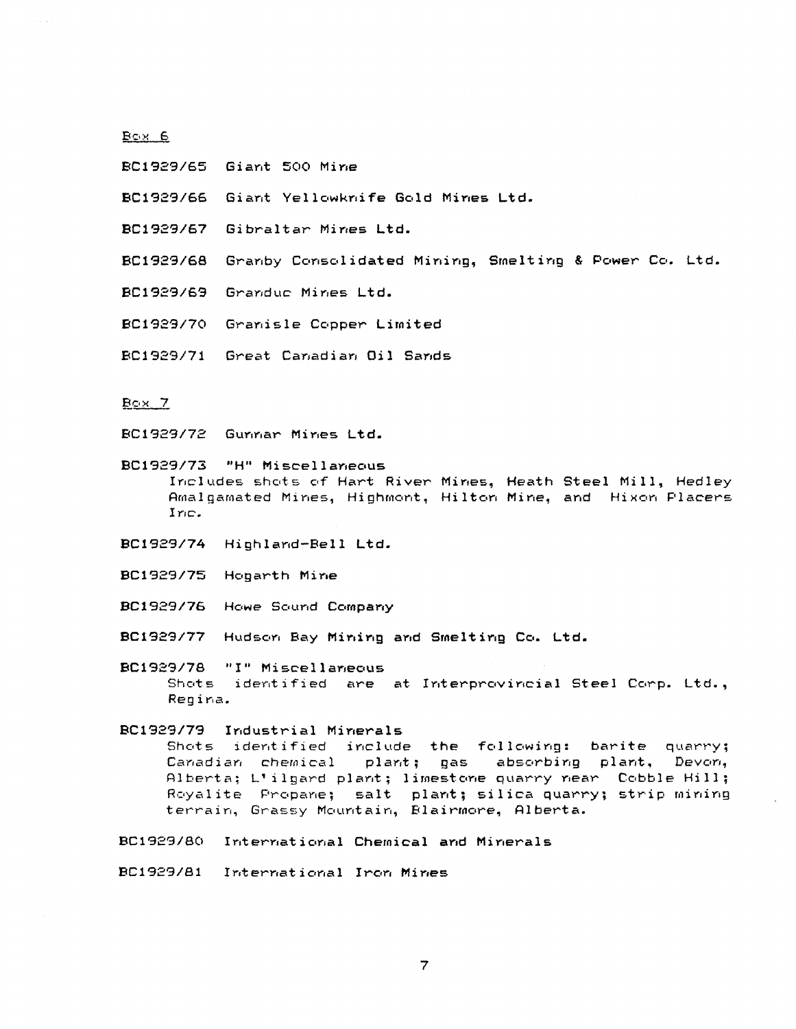Box 6

**BC1929/65** Giant 500 Mine

**BC1929/66** Giant Yellowknife Gold Mines Ltd.

**BC1929/67** Gibraltar Mines Ltd.

**BC1929/68** Granby Consolidated Mining, Smelting & Power Co. Ltd.

**BC1929/69** Granduc Mines Ltd.

**BC1929/70** Granisle Copper Limited

**BC1929/71** Great Canadian Oil Sands

Box 7

**BC1929/72** Gunnar Mines Ltd.

**BC1929/73** "H" Miscellaneous
Includes shots of Hart River Mines, Heath Steel Mill, Hedley Amalgamated Mines, Highmont, Hilton Mine, and Hixon Placers Inc.

**BC1929/74** Highland-Bell Ltd.

**BC1929/75** Hogarth Mine

**BC1929/76** Howe Sound Company

**BC1929/77** Hudson Bay Mining and Smelting Co. Ltd.

**BC1929/78** "I" Miscellaneous
Shots identified are at Interprovincial Steel Corp. Ltd., Regina.

**BC1929/79** Industrial Minerals
Shots identified include the following: barite quarry; Canadian chemical plant; gas absorbing plant, Devon, Alberta; L'ilgard plant; limestone quarry near Cobble Hill; Royalite Propane; salt plant; silica quarry; strip mining terrain, Grassy Mountain, Blairmore, Alberta.

**BC1929/80** International Chemical and Minerals

**BC1929/81** International Iron Mines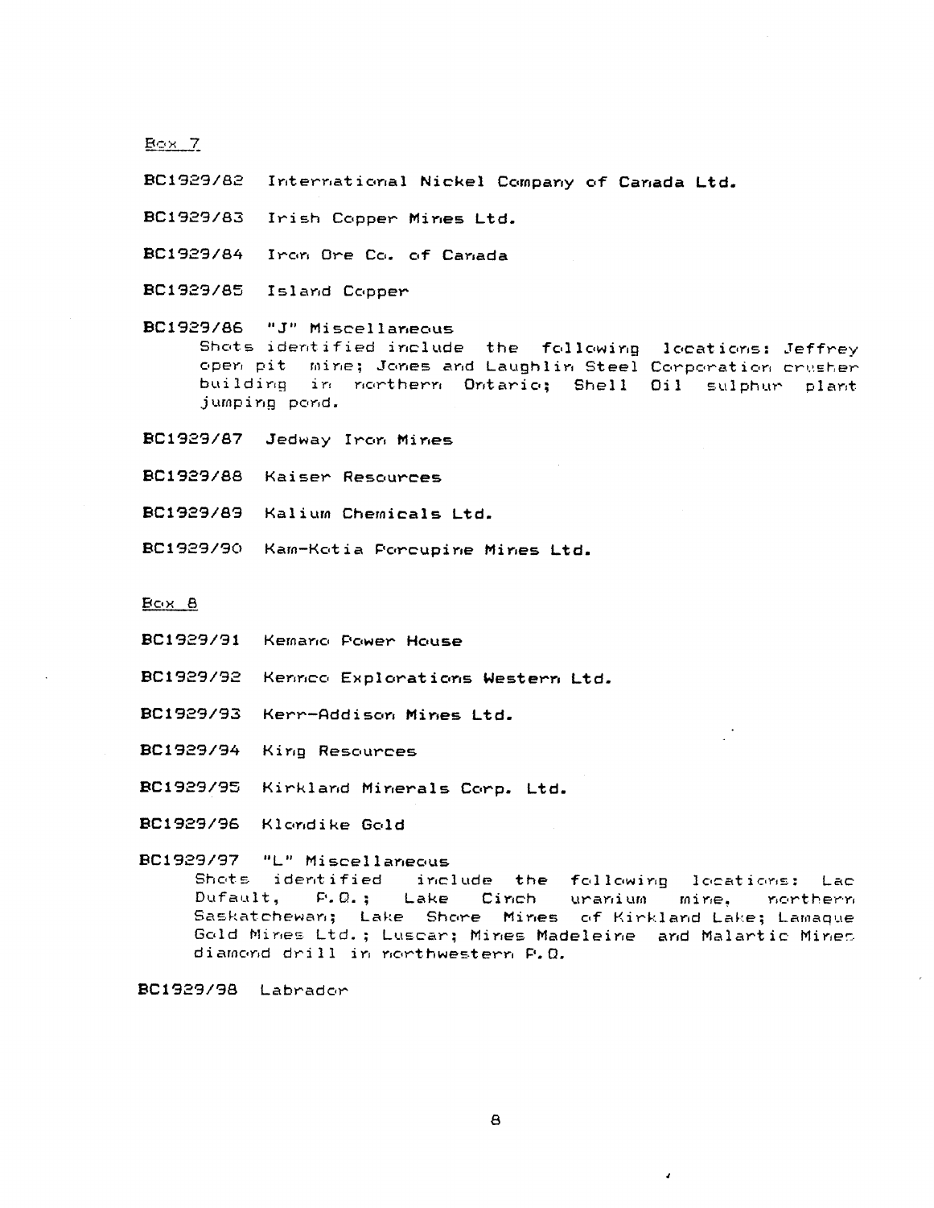Box 7

**BC1929/82** International Nickel Company of Canada Ltd.

**BC1929/83** Irish Copper Mines Ltd.

**BC1929/84** Iron Ore Co. of Canada

**BC1929/85** Island Copper

**BC1929/86** "J" Miscellaneous
Shots identified include the following locations: Jeffrey open pit mine; Jones and Laughlin Steel Corporation crusher building in northern Ontario; Shell Oil sulphur plant jumping pond.

**BC1929/87** Jedway Iron Mines

**BC1929/88** Kaiser Resources

**BC1929/89** Kalium Chemicals Ltd.

**BC1929/90** Kam-Kotia Porcupine Mines Ltd.

Box 8

**BC1929/91** Kemano Power House

**BC1929/92** Kennco Explorations Western Ltd.

**BC1929/93** Kerr-Addison Mines Ltd.

**BC1929/94** King Resources

**BC1929/95** Kirkland Minerals Corp. Ltd.

**BC1929/96** Klondike Gold

**BC1929/97** "L" Miscellaneous
Shots identified include the following locations: Lac Dufault, P.Q.; Lake Cinch uranium mine, northern Saskatchewan; Lake Shore Mines of Kirkland Lake; Lamaque Gold Mines Ltd.; Luscar; Mines Madeleine and Malartic Mines diamond drill in northwestern P.Q.

**BC1929/98** Labrador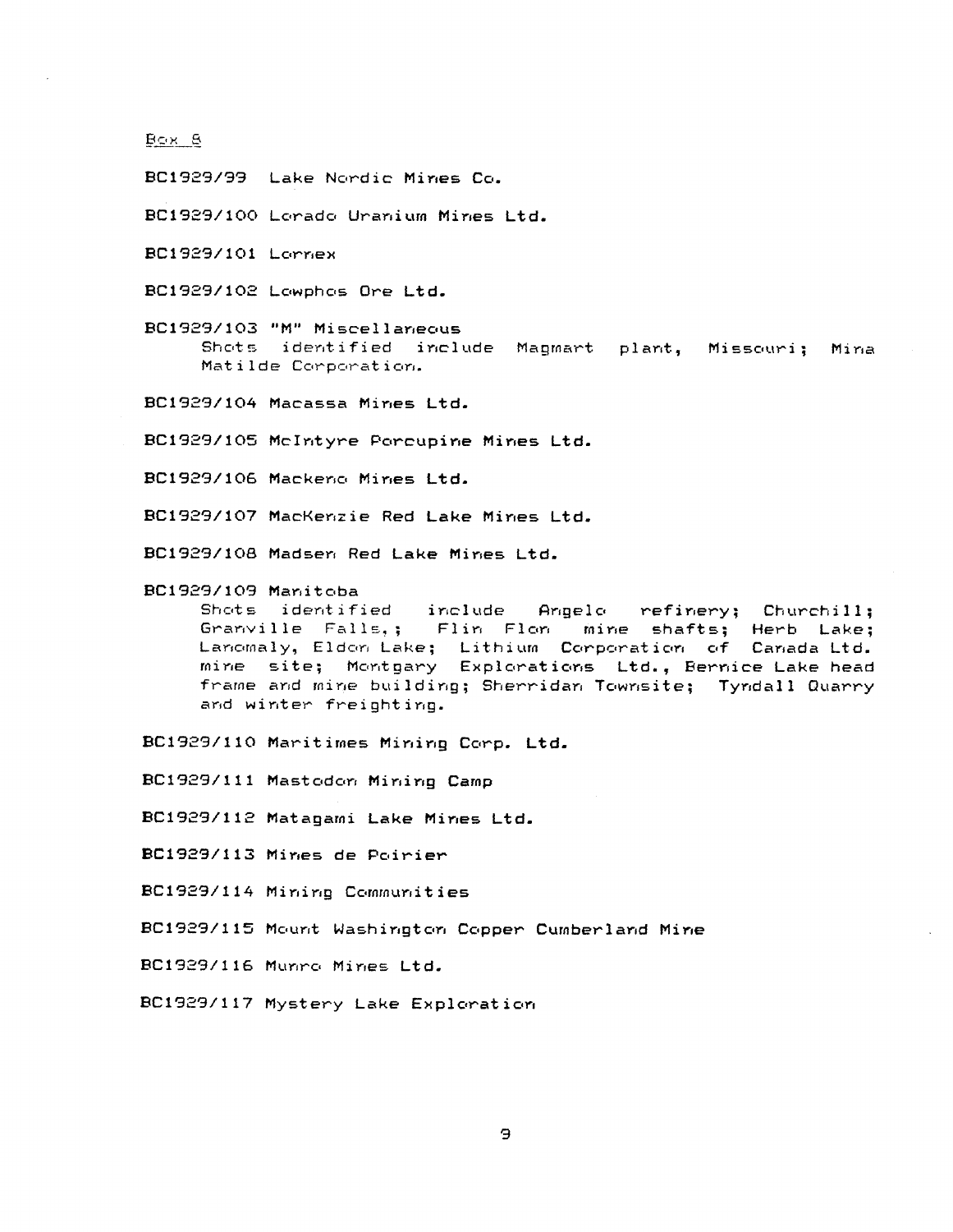Box 8

BC1929/99 Lake Nordic Mines Co.

BC1929/100 Lorado Uranium Mines Ltd.

BC1929/101 Lornex

BC1929/102 Lowphos Ore Ltd.

BC1929/103 "M" Miscellaneous
Shots identified include Magmart plant, Missouri; Mina Matilde Corporation.

BC1929/104 Macassa Mines Ltd.

BC1929/105 McIntyre Porcupine Mines Ltd.

BC1929/106 Mackeno Mines Ltd.

BC1929/107 MacKenzie Red Lake Mines Ltd.

BC1929/108 Madsen Red Lake Mines Ltd.

BC1929/109 Manitoba
Shots identified include Angelo refinery; Churchill; Granville Falls,; Flin Flon mine shafts; Herb Lake; Lanomaly, Eldon Lake; Lithium Corporation of Canada Ltd. mine site; Montgary Explorations Ltd., Bernice Lake head frame and mine building; Sherridan Townsite; Tyndall Quarry and winter freighting.

BC1929/110 Maritimes Mining Corp. Ltd.

BC1929/111 Mastodon Mining Camp

BC1929/112 Matagami Lake Mines Ltd.

BC1929/113 Mines de Poirier

BC1929/114 Mining Communities

BC1929/115 Mount Washington Copper Cumberland Mine

BC1929/116 Munro Mines Ltd.

BC1929/117 Mystery Lake Exploration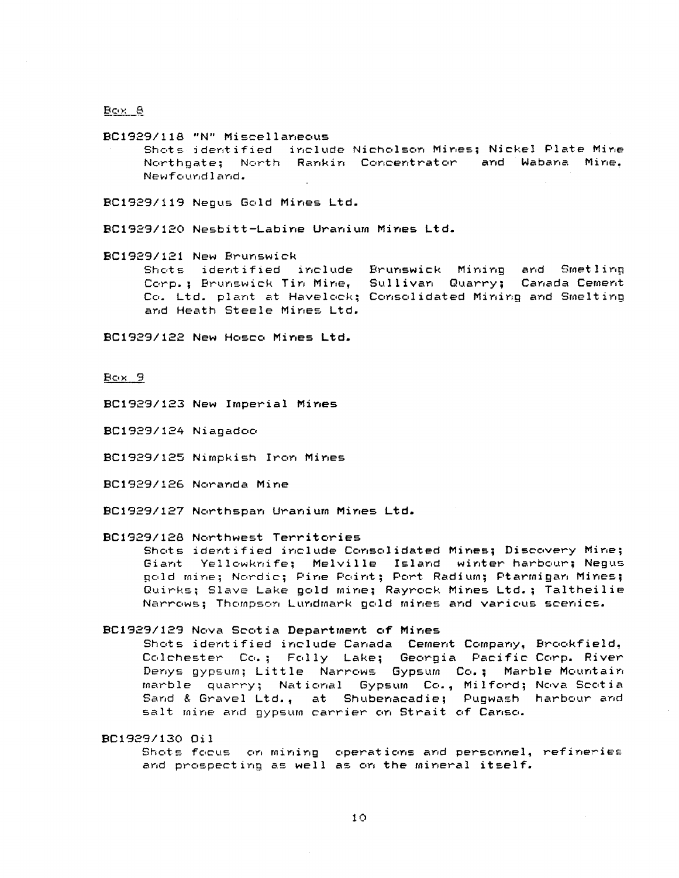Box 8

BC1929/118 "N" Miscellaneous
Shots identified include Nicholson Mines; Nickel Plate Mine Northgate; North Rankin Concentrator and Wabana Mine, Newfoundland.

BC1929/119 Negus Gold Mines Ltd.

BC1929/120 Nesbitt-Labine Uranium Mines Ltd.

BC1929/121 New Brunswick
Shots identified include Brunswick Mining and Smetling Corp.; Brunswick Tin Mine, Sullivan Quarry; Canada Cement Co. Ltd. plant at Havelock; Consolidated Mining and Smelting and Heath Steele Mines Ltd.

BC1929/122 New Hosco Mines Ltd.

Box 9

BC1929/123 New Imperial Mines

BC1929/124 Niagadoo

BC1929/125 Nimpkish Iron Mines

BC1929/126 Noranda Mine

BC1929/127 Northspan Uranium Mines Ltd.

BC1929/128 Northwest Territories
Shots identified include Consolidated Mines; Discovery Mine; Giant Yellowknife; Melville Island winter harbour; Negus gold mine; Nordic; Pine Point; Port Radium; Ptarmigan Mines; Quirks; Slave Lake gold mine; Rayrock Mines Ltd.; Taltheilie Narrows; Thompson Lundmark gold mines and various scenics.

BC1929/129 Nova Scotia Department of Mines
Shots identified include Canada Cement Company, Brookfield, Colchester Co.; Folly Lake; Georgia Pacific Corp. River Denys gypsum; Little Narrows Gypsum Co.; Marble Mountain marble quarry; National Gypsum Co., Milford; Nova Scotia Sand & Gravel Ltd., at Shubenacadie; Pugwash harbour and salt mine and gypsum carrier on Strait of Canso.

BC1929/130 Oil
Shots focus on mining operations and personnel, refineries and prospecting as well as on the mineral itself.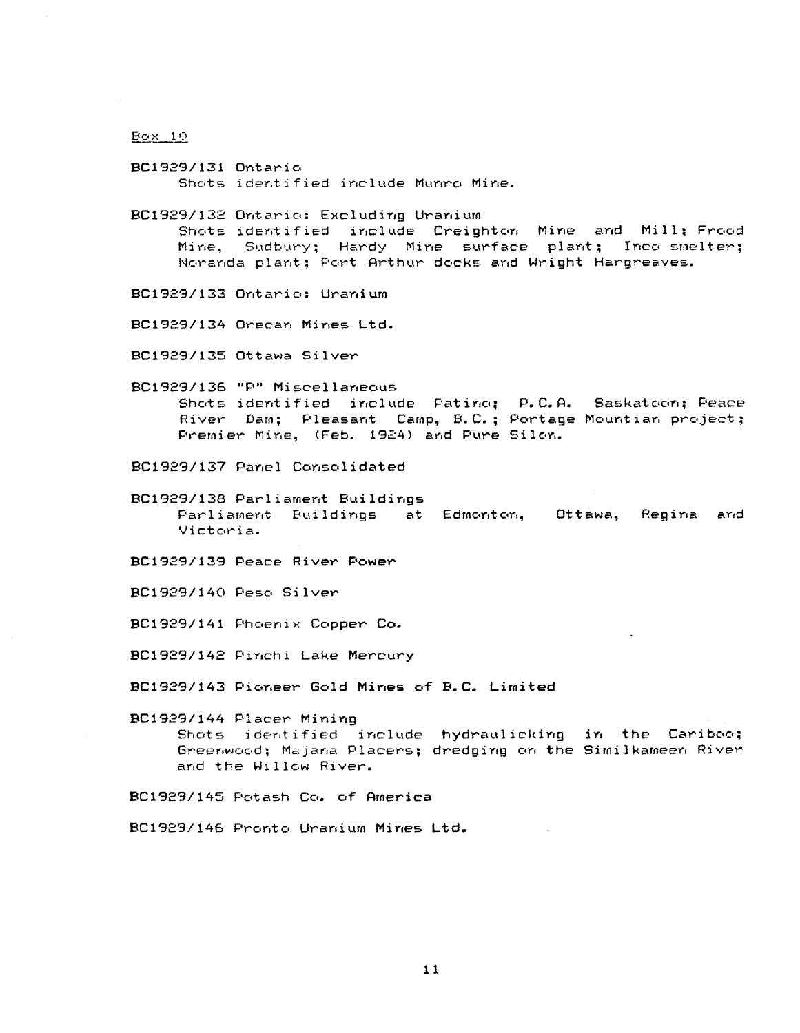Box 10

**BC1929/131** Ontario
Shots identified include Munro Mine.

**BC1929/132** Ontario: Excluding Uranium
Shots identified include Creighton Mine and Mill; Frood Mine, Sudbury; Hardy Mine surface plant; Inco smelter; Noranda plant; Port Arthur docks and Wright Hargreaves.

**BC1929/133** Ontario: Uranium

**BC1929/134** Orecan Mines Ltd.

**BC1929/135** Ottawa Silver

**BC1929/136** "P" Miscellaneous
Shots identified include Patino; P.C.A. Saskatoon; Peace River Dam; Pleasant Camp, B.C.; Portage Mountian project; Premier Mine, (Feb. 1924) and Pure Silon.

**BC1929/137** Panel Consolidated

**BC1929/138** Parliament Buildings
Parliament Buildings at Edmonton, Ottawa, Regina and Victoria.

**BC1929/139** Peace River Power

**BC1929/140** Peso Silver

**BC1929/141** Phoenix Copper Co.

**BC1929/142** Pinchi Lake Mercury

**BC1929/143** Pioneer Gold Mines of B.C. Limited

**BC1929/144** Placer Mining
Shots identified include hydraulicking in the Cariboo; Greenwood; Majana Placers; dredging on the Similkameen River and the Willow River.

**BC1929/145** Potash Co. of America

**BC1929/146** Pronto Uranium Mines Ltd.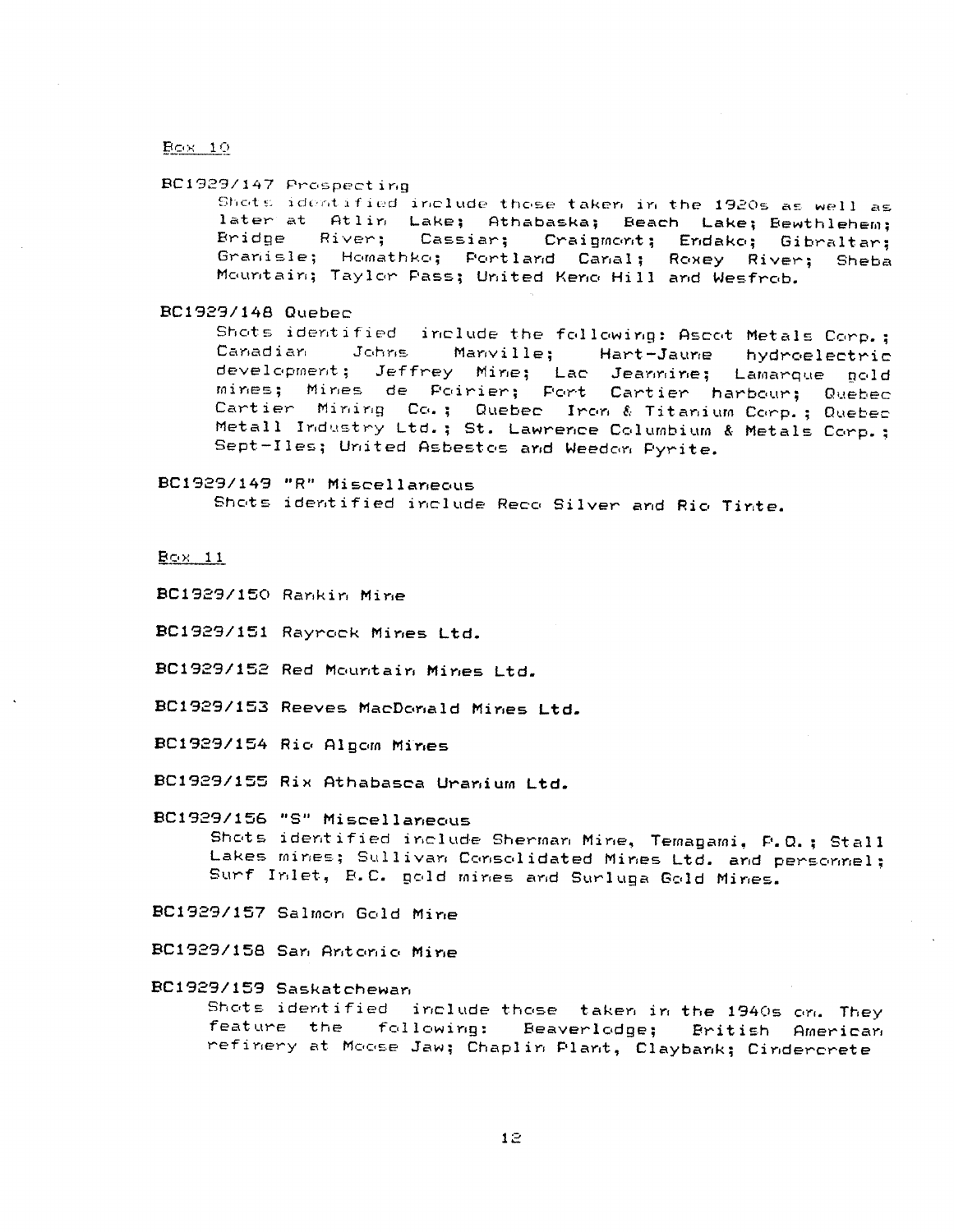Box 10

BC1929/147 Prospecting

Shots identified include those taken in the 1920s as well as later at Atlin Lake; Athabaska; Beach Lake; Bewthlehem; Bridge River; Cassiar; Craigmont; Endako; Gibraltar; Granisle; Homathko; Portland Canal; Roxey River; Sheba Mountain; Taylor Pass; United Keno Hill and Wesfrob.

BC1929/148 Quebec

Shots identified include the following: Ascot Metals Corp.; Canadian Johns Manville; Hart-Jaune hydroelectric development; Jeffrey Mine; Lac Jeannine; Lamarque gold mines; Mines de Poirier; Port Cartier harbour; Quebec Cartier Mining Co.; Quebec Iron & Titanium Corp.; Quebec Metall Industry Ltd.; St. Lawrence Columbium & Metals Corp.; Sept-Iles; United Asbestos and Weedon Pyrite.

BC1929/149 "R" Miscellaneous

Shots identified include Reco Silver and Rio Tinto.

Box 11

BC1929/150 Rankin Mine

BC1929/151 Rayrock Mines Ltd.

BC1929/152 Red Mountain Mines Ltd.

BC1929/153 Reeves MacDonald Mines Ltd.

BC1929/154 Rio Algom Mines

BC1929/155 Rix Athabasca Uranium Ltd.

BC1929/156 "S" Miscellaneous

Shots identified include Sherman Mine, Temagami, P.Q.; Stall Lakes mines; Sullivan Consolidated Mines Ltd. and personnel; Surf Inlet, B.C. gold mines and Surluga Gold Mines.

BC1929/157 Salmon Gold Mine

BC1929/158 San Antonio Mine

BC1929/159 Saskatchewan

Shots identified include those taken in the 1940s on. They feature the following: Beaverlodge; British American refinery at Moose Jaw; Chaplin Plant, Claybank; Cindercrete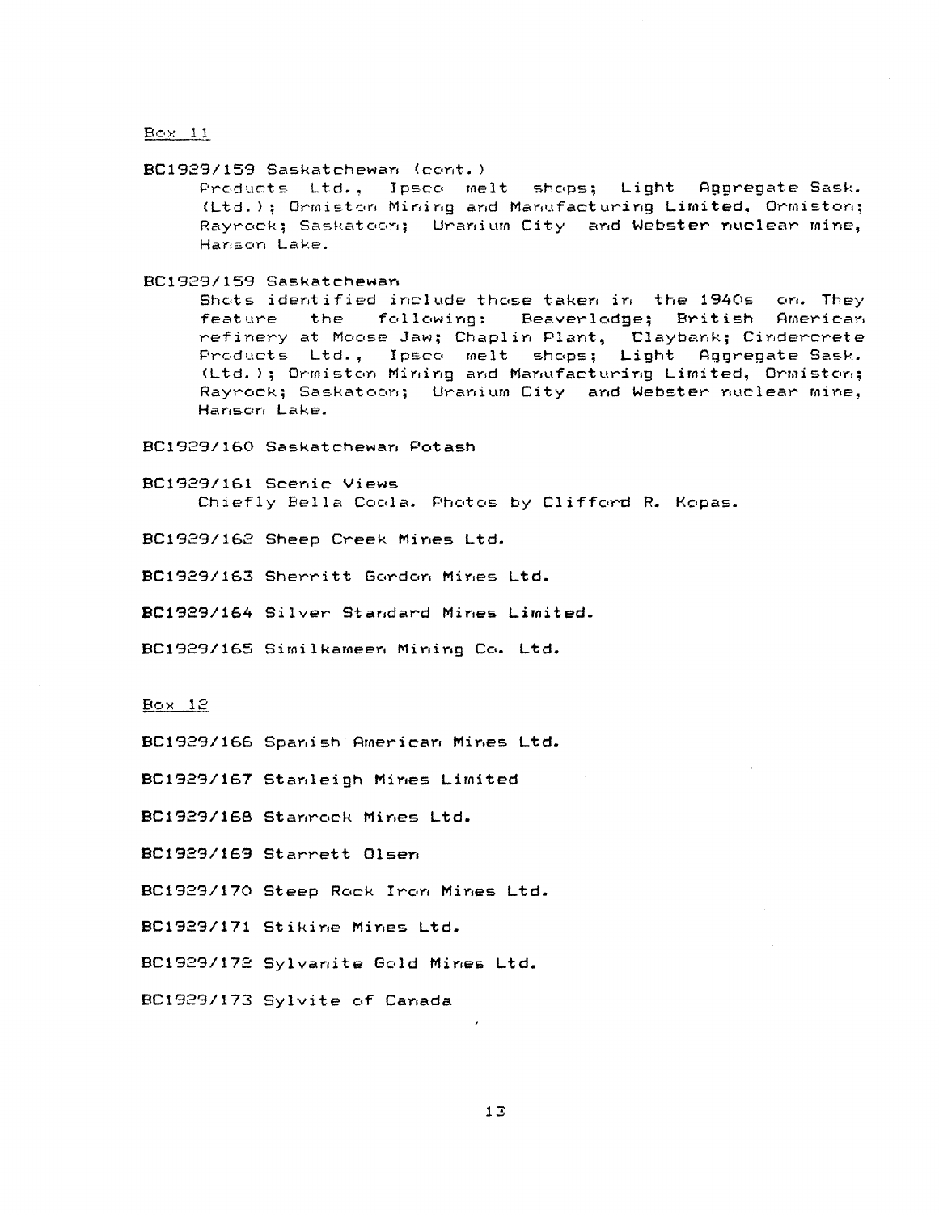Box 11

**BC1929/159 Saskatchewan (cont.)**

Products Ltd., Ipsco melt shops; Light Aggregate Sask. (Ltd.); Ormiston Mining and Manufacturing Limited, Ormiston; Rayrock; Saskatoon; Uranium City and Webster nuclear mine, Hanson Lake.

**BC1929/159 Saskatchewan**

Shots identified include those taken in the 1940s on. They feature the following: Beaverlodge; British American refinery at Moose Jaw; Chaplin Plant, Claybank; Cindercrete Products Ltd., Ipsco melt shops; Light Aggregate Sask. (Ltd.); Ormiston Mining and Manufacturing Limited, Ormiston; Rayrock; Saskatoon; Uranium City and Webster nuclear mine, Hanson Lake.

**BC1929/160 Saskatchewan Potash**

**BC1929/161 Scenic Views**

Chiefly Bella Coola. Photos by Clifford R. Kopas.

**BC1929/162 Sheep Creek Mines Ltd.**

**BC1929/163 Sherritt Gordon Mines Ltd.**

**BC1929/164 Silver Standard Mines Limited.**

**BC1929/165 Similkameen Mining Co. Ltd.**

Box 12

**BC1929/166 Spanish American Mines Ltd.**

**BC1929/167 Stanleigh Mines Limited**

**BC1929/168 Stanrock Mines Ltd.**

**BC1929/169 Starrett Olsen**

**BC1929/170 Steep Rock Iron Mines Ltd.**

**BC1929/171 Stikine Mines Ltd.**

**BC1929/172 Sylvanite Gold Mines Ltd.**

**BC1929/173 Sylvite of Canada**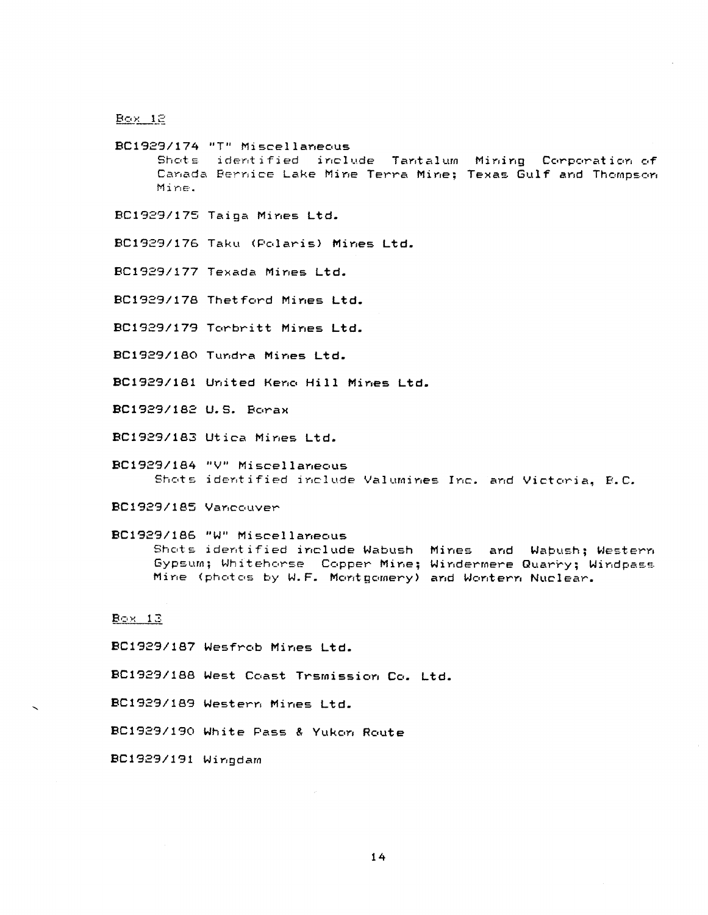Box 12

BC1929/174 "T" Miscellaneous
Shots identified include Tantalum Mining Corporation of Canada Bernice Lake Mine Terra Mine; Texas Gulf and Thompson Mine.

BC1929/175 Taiga Mines Ltd.

BC1929/176 Taku (Polaris) Mines Ltd.

BC1929/177 Texada Mines Ltd.

BC1929/178 Thetford Mines Ltd.

BC1929/179 Torbritt Mines Ltd.

BC1929/180 Tundra Mines Ltd.

BC1929/181 United Keno Hill Mines Ltd.

BC1929/182 U.S. Borax

BC1929/183 Utica Mines Ltd.

BC1929/184 "V" Miscellaneous
Shots identified include Valumines Inc. and Victoria, B.C.

BC1929/185 Vancouver

BC1929/186 "W" Miscellaneous
Shots identified include Wabush Mines and Wabush; Western Gypsum; Whitehorse Copper Mine; Windermere Quarry; Windpass Mine (photos by W.F. Montgomery) and Wontern Nuclear.

Box 13

BC1929/187 Wesfrob Mines Ltd.

BC1929/188 West Coast Trsmission Co. Ltd.

BC1929/189 Western Mines Ltd.

BC1929/190 White Pass & Yukon Route

BC1929/191 Wingdam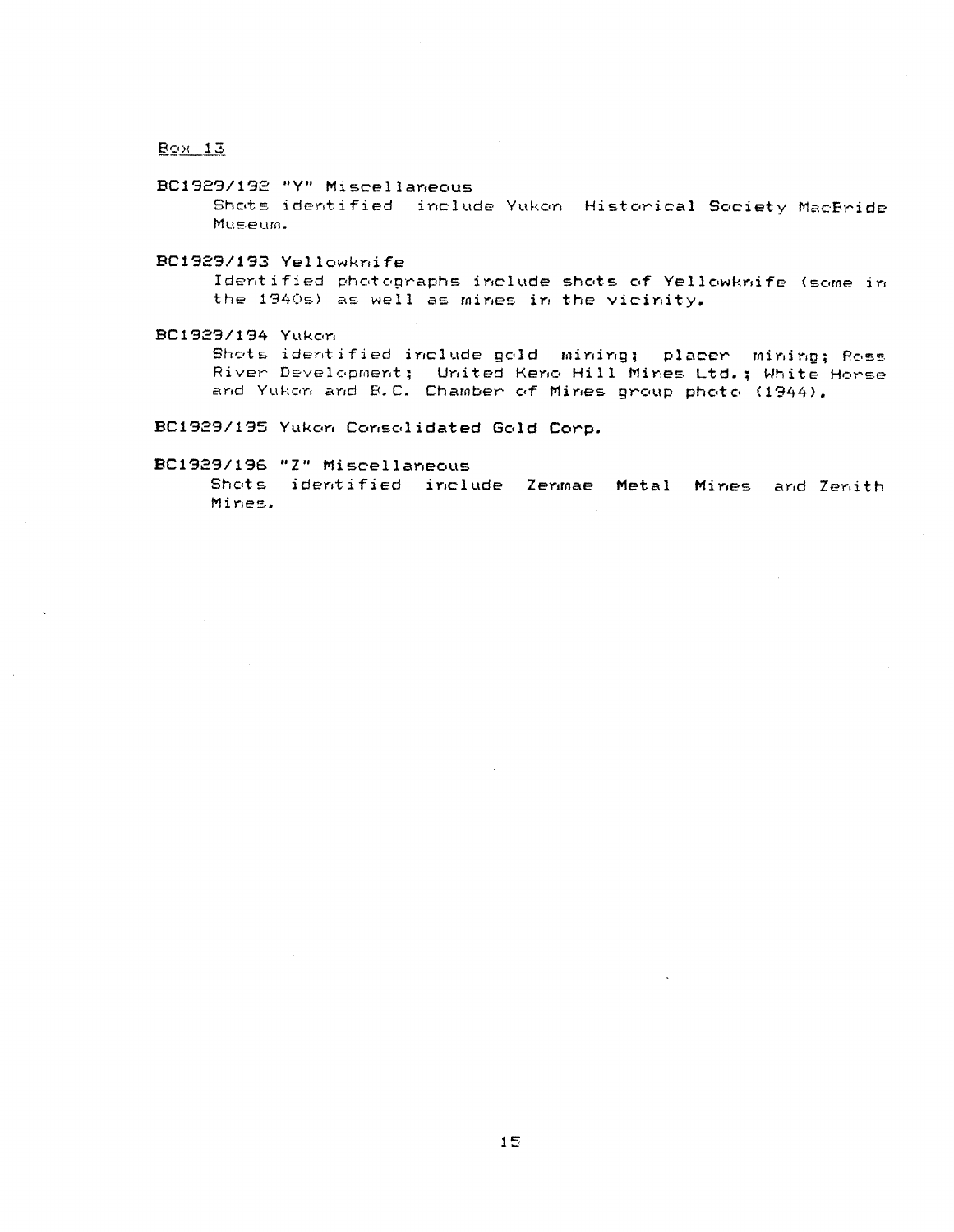Box 13

**BC1929/192 "Y" Miscellaneous**

Shots identified include Yukon Historical Society MacBride Museum.

**BC1929/193 Yellowknife**

Identified photographs include shots of Yellowknife (some in the 1940s) as well as mines in the vicinity.

**BC1929/194 Yukon**

Shots identified include gold mining; placer mining; Ross River Development; United Keno Hill Mines Ltd.; White Horse and Yukon and B.C. Chamber of Mines group photo (1944).

**BC1929/195 Yukon Consolidated Gold Corp.**

**BC1929/196 "Z" Miscellaneous**

Shots identified include Zenmae Metal Mines and Zenith Mines.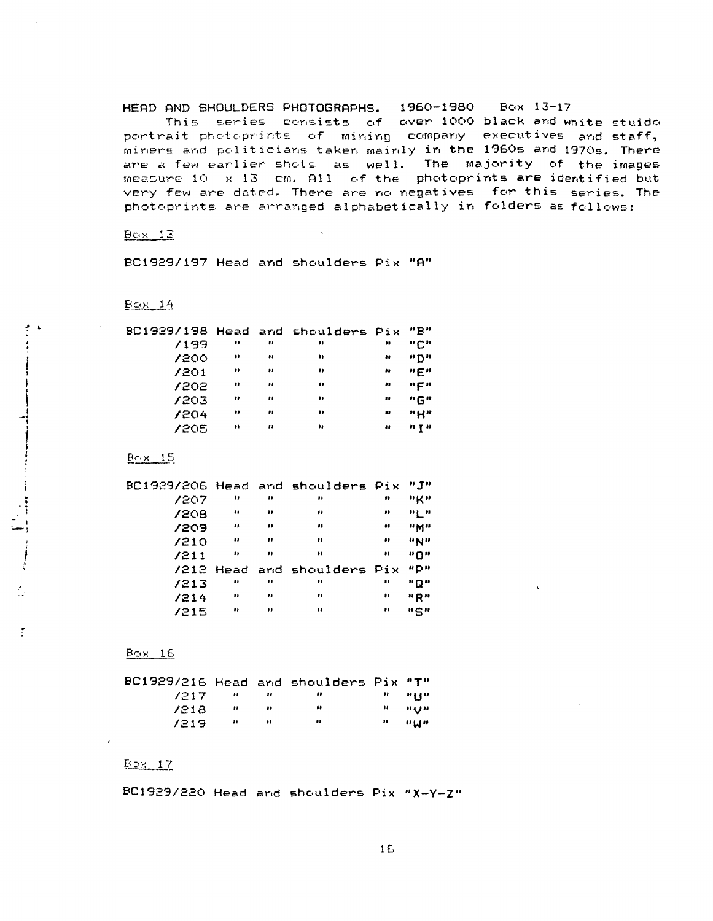**HEAD AND SHOULDERS PHOTOGRAPHS. 1960-1980 Box 13-17**

This series consists of over 1000 black and white stuido portrait photoprints of mining company executives and staff, miners and politicians taken mainly in the 1960s and 1970s. There are a few earlier shots as well. The majority of the images measure 10 x 13 cm. All of the photoprints are identified but very few are dated. There are no negatives for this series. The photoprints are arranged alphabetically in folders as follows:

Box 13

BC1929/197 Head and shoulders Pix "A"

Box 14

BC1929/198 Head and shoulders Pix "B"
/199 " " " " "C"
/200 " " " " "D"
/201 " " " " "E"
/202 " " " " "F"
/203 " " " " "G"
/204 " " " " "H"
/205 " " " " "I"

Box 15

BC1929/206 Head and shoulders Pix "J"
/207 " " " " "K"
/208 " " " " "L"
/209 " " " " "M"
/210 " " " " "N"
/211 " " " " "O"
/212 Head and shoulders Pix "P"
/213 " " " " "Q"
/214 " " " " "R"
/215 " " " " "S"

Box 16

BC1929/216 Head and shoulders Pix "T"
/217 " " " " "U"
/218 " " " " "V"
/219 " " " " "W"

Box 17

BC1929/220 Head and shoulders Pix "X-Y-Z"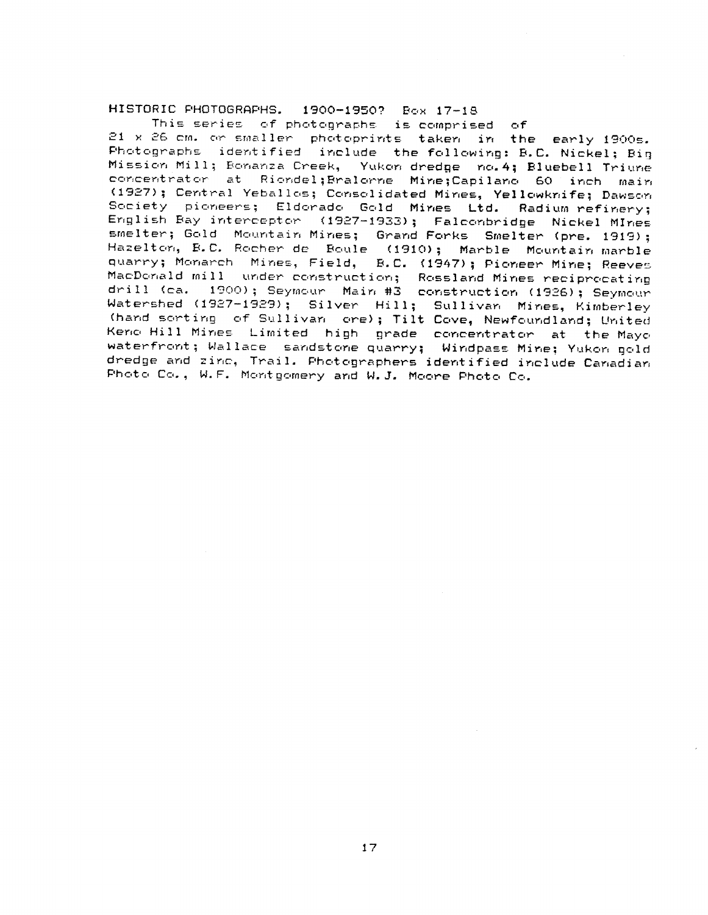HISTORIC PHOTOGRAPHS. 1900-1950? Box 17-18

This series of photographs is comprised of 21 x 26 cm. or smaller photoprints taken in the early 1900s. Photographs identified include the following: B.C. Nickel; Big Mission Mill; Bonanza Creek, Yukon dredge no.4; Bluebell Triune concentrator at Riondel;Bralorne Mine;Capilano 60 inch main (1927); Central Yeballos; Consolidated Mines, Yellowknife; Dawson Society pioneers; Eldorado Gold Mines Ltd. Radium refinery; English Bay interceptor (1927-1933); Falconbridge Nickel MInes smelter; Gold Mountain Mines; Grand Forks Smelter (pre. 1919); Hazelton, B.C. Rocher de Boule (1910); Marble Mountain marble quarry; Monarch Mines, Field, B.C. (1947); Pioneer Mine; Reeves MacDonald mill under construction; Rossland Mines reciprocating drill (ca. 1900); Seymour Main #3 construction (1926); Seymour Watershed (1927-1929); Silver Hill; Sullivan Mines, Kimberley (hand sorting of Sullivan ore); Tilt Cove, Newfoundland; United Keno Hill Mines Limited high grade concentrator at the Mayo waterfront; Wallace sandstone quarry; Windpass Mine; Yukon gold dredge and zinc, Trail. Photographers identified include Canadian Photo Co., W.F. Montgomery and W.J. Moore Photo Co.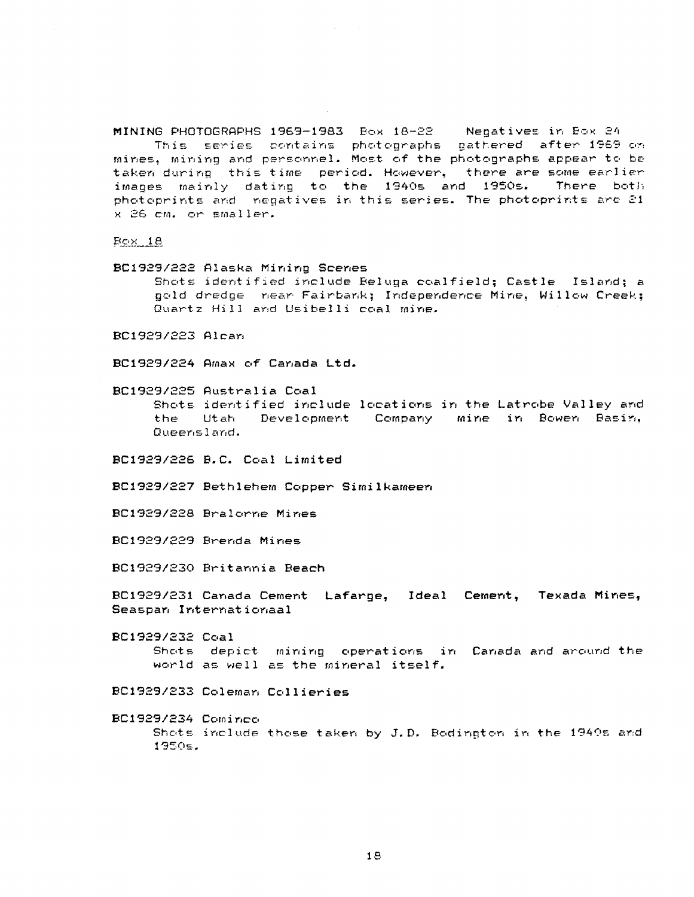**MINING PHOTOGRAPHS 1969-1983** Box 18-22 Negatives in Box 24

This series contains photographs gathered after 1969 on mines, mining and personnel. Most of the photographs appear to be taken during this time period. However, there are some earlier images mainly dating to the 1940s and 1950s. There both photoprints and negatives in this series. The photoprints are 21 x 26 cm. or smaller.

Box 18

**BC1929/222 Alaska Mining Scenes**
Shots identified include Beluga coalfield; Castle Island; a gold dredge near Fairbank; Independence Mine, Willow Creek; Quartz Hill and Usibelli coal mine.

**BC1929/223 Alcan**

**BC1929/224 Amax of Canada Ltd.**

**BC1929/225 Australia Coal**
Shots identified include locations in the Latrobe Valley and the Utah Development Company mine in Bowen Basin, Queensland.

**BC1929/226 B.C. Coal Limited**

**BC1929/227 Bethlehem Copper Similkameen**

**BC1929/228 Bralorne Mines**

**BC1929/229 Brenda Mines**

**BC1929/230 Britannia Beach**

**BC1929/231 Canada Cement Lafarge, Ideal Cement, Texada Mines, Seaspan Internationaal**

**BC1929/232 Coal**
Shots depict mining operations in Canada and around the world as well as the mineral itself.

**BC1929/233 Coleman Collieries**

**BC1929/234 Cominco**
Shots include those taken by J.D. Bodington in the 1940s and 1950s.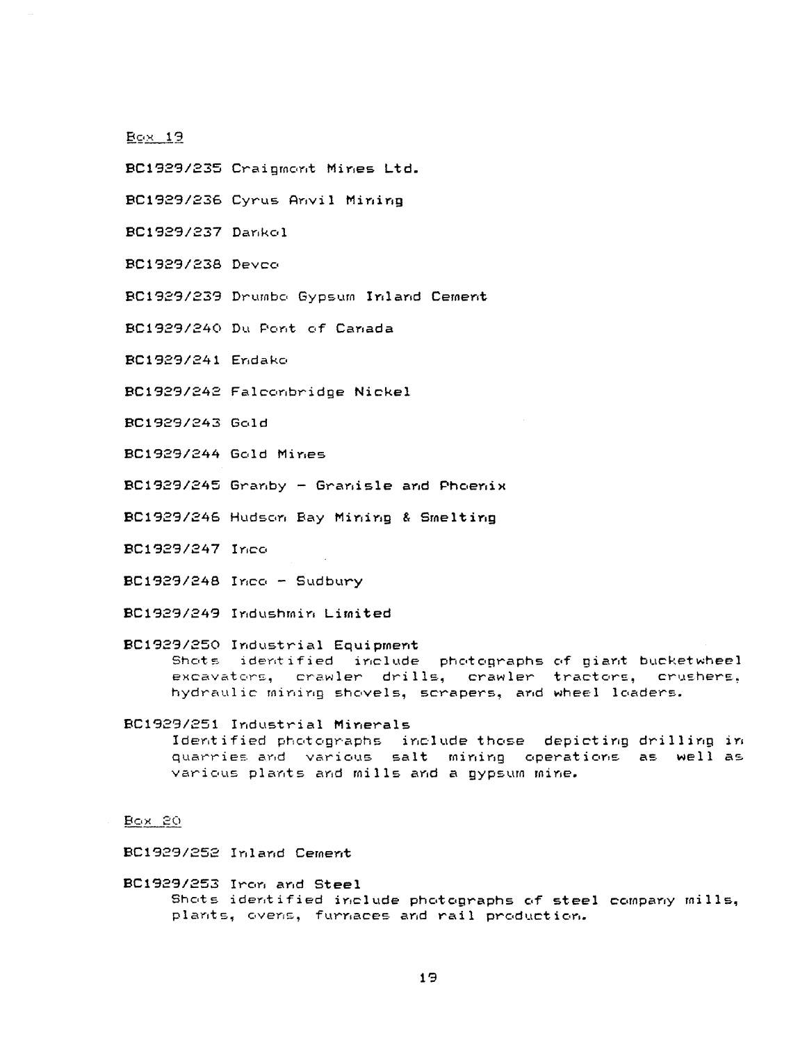Box 19

**BC1929/235** Craigmont Mines Ltd.

**BC1929/236** Cyrus Anvil Mining

**BC1929/237** Dankol

**BC1929/238** Devco

**BC1929/239** Drumbo Gypsum Inland Cement

**BC1929/240** Du Pont of Canada

**BC1929/241** Endako

**BC1929/242** Falconbridge Nickel

**BC1929/243** Gold

**BC1929/244** Gold Mines

**BC1929/245** Granby - Granisle and Phoenix

**BC1929/246** Hudson Bay Mining & Smelting

**BC1929/247** Inco

**BC1929/248** Inco - Sudbury

**BC1929/249** Indushmin Limited

**BC1929/250** Industrial Equipment
Shots identified include photographs of giant bucketwheel excavators, crawler drills, crawler tractors, crushers, hydraulic mining shovels, scrapers, and wheel loaders.

**BC1929/251** Industrial Minerals
Identified photographs include those depicting drilling in quarries and various salt mining operations as well as various plants and mills and a gypsum mine.

Box 20

**BC1929/252** Inland Cement

**BC1929/253** Iron and Steel
Shots identified include photographs of steel company mills, plants, ovens, furnaces and rail production.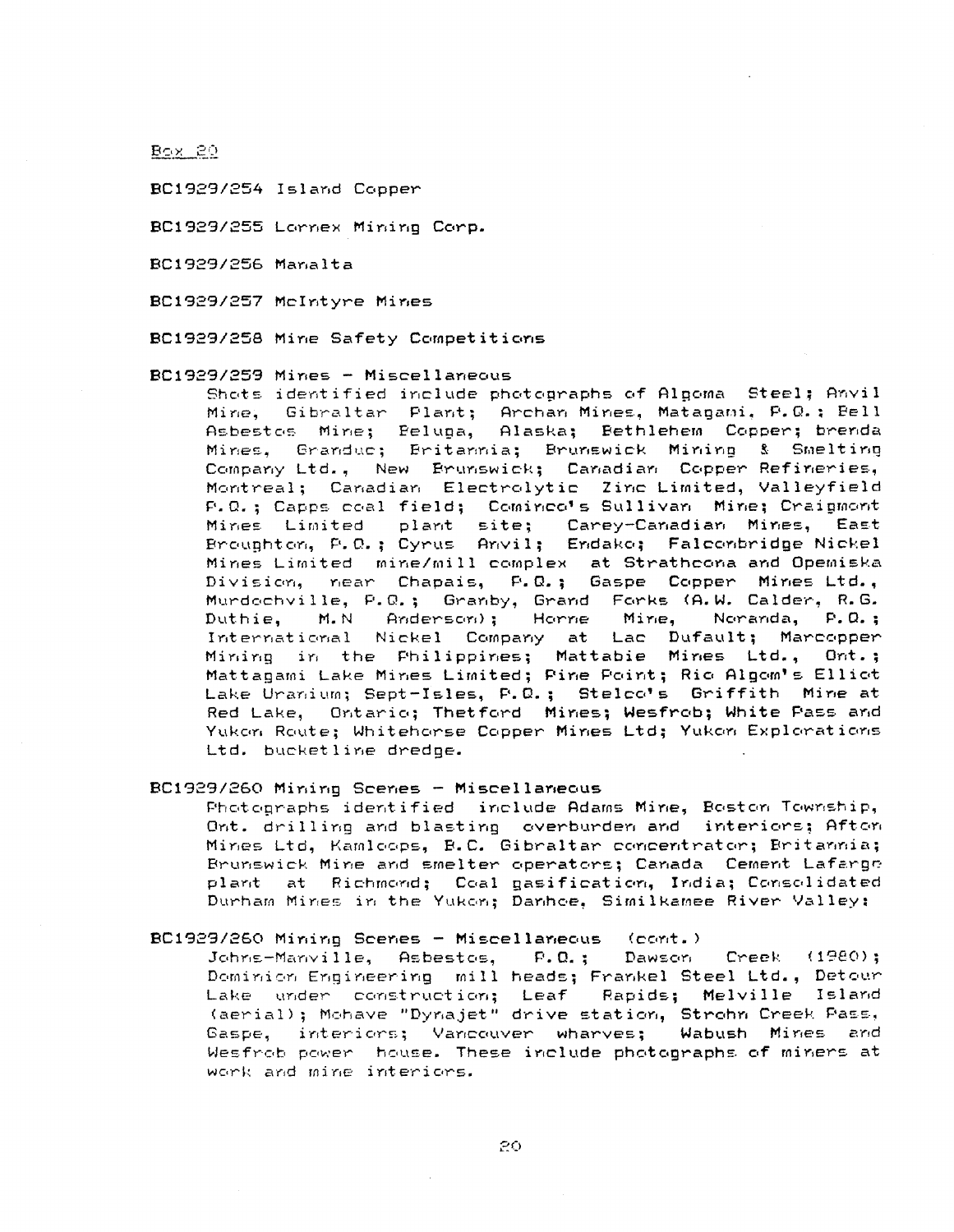Box 20

BC1929/254 Island Copper

BC1929/255 Lornex Mining Corp.

BC1929/256 Manalta

BC1929/257 McIntyre Mines

BC1929/258 Mine Safety Competitions

BC1929/259 Mines - Miscellaneous

Shots identified include photographs of Algoma Steel; Anvil Mine, Gibraltar Plant; Archan Mines, Matagami, P.Q.; Bell Asbestos Mine; Beluga, Alaska; Bethlehem Copper; brenda Mines, Granduc; Britannia; Brunswick Mining & Smelting Company Ltd., New Brunswick; Canadian Copper Refineries, Montreal; Canadian Electrolytic Zinc Limited, Valleyfield P.Q.; Capps coal field; Cominco's Sullivan Mine; Craigmont Mines Limited plant site; Carey-Canadian Mines, East Broughton, P.Q.; Cyrus Anvil; Endako; Falconbridge Nickel Mines Limited mine/mill complex at Strathcona and Opemiska Division, near Chapais, P.Q.; Gaspe Copper Mines Ltd., Murdochville, P.Q.; Granby, Grand Forks (A.W. Calder, R.G. Duthie, M.N Anderson); Horne Mine, Noranda, P.Q.; International Nickel Company at Lac Dufault; Marcopper Mining in the Philippines; Mattabie Mines Ltd., Ont.; Mattagami Lake Mines Limited; Pine Point; Rio Algom's Elliot Lake Uranium; Sept-Isles, P.Q.; Stelco's Griffith Mine at Red Lake, Ontario; Thetford Mines; Wesfrob; White Pass and Yukon Route; Whitehorse Copper Mines Ltd; Yukon Explorations Ltd. bucketline dredge.

BC1929/260 Mining Scenes - Miscellaneous

Photographs identified include Adams Mine, Boston Township, Ont. drilling and blasting overburden and interiors; Afton Mines Ltd, Kamloops, B.C. Gibraltar concentrator; Britannia; Brunswick Mine and smelter operators; Canada Cement Lafarge plant at Richmond; Coal gasification, India; Consolidated Durham Mines in the Yukon; Danhoe, Similkamee River Valley:

BC1929/260 Mining Scenes - Miscellaneous (cont.)

Johns-Manville, Asbestos, P.Q.; Dawson Creek (1980); Dominion Engineering mill heads; Frankel Steel Ltd., Detour Lake under construction; Leaf Rapids; Melville Island (aerial); Mohave "Dynajet" drive station, Strohn Creek Pass, Gaspe, interiors; Vancouver wharves; Wabush Mines and Wesfrob power house. These include photographs of miners at work and mine interiors.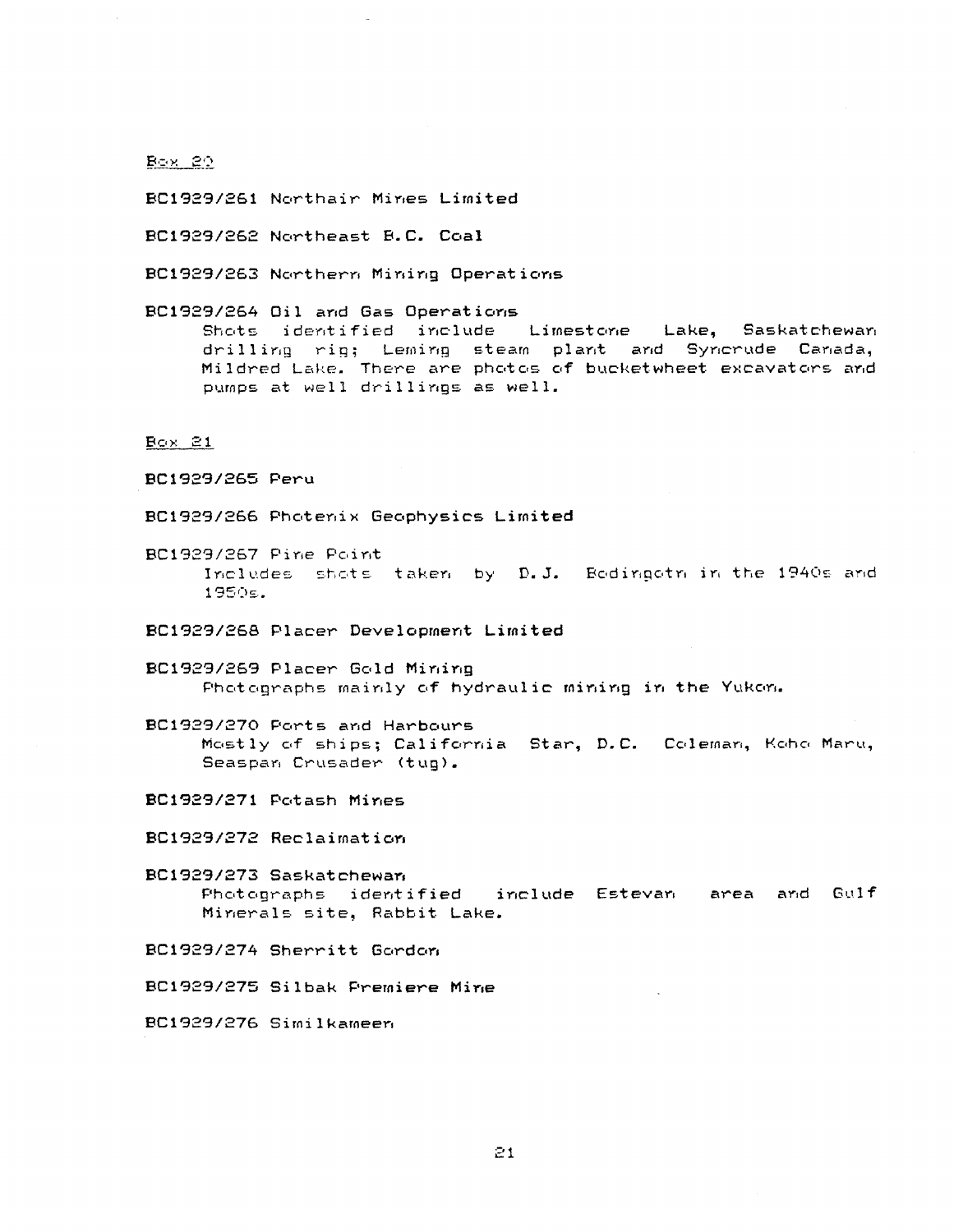Box 20

BC1929/261 Northair Mines Limited

BC1929/262 Northeast B.C. Coal

BC1929/263 Northern Mining Operations

BC1929/264 Oil and Gas Operations
Shots identified include Limestone Lake, Saskatchewan drilling rig; Leming steam plant and Syncrude Canada, Mildred Lake. There are photos of bucketwheet excavators and pumps at well drillings as well.

Box 21

BC1929/265 Peru

BC1929/266 Photenix Geophysics Limited

BC1929/267 Pine Point
Includes shots taken by D.J. Bodingotn in the 1940s and 1950s.

BC1929/268 Placer Development Limited

BC1929/269 Placer Gold Mining
Photographs mainly of hydraulic mining in the Yukon.

BC1929/270 Ports and Harbours
Mostly of ships; California Star, D.C. Coleman, Koho Maru, Seaspan Crusader (tug).

BC1929/271 Potash Mines

BC1929/272 Reclaimation

BC1929/273 Saskatchewan
Photographs identified include Estevan area and Gulf Minerals site, Rabbit Lake.

BC1929/274 Sherritt Gordon

BC1929/275 Silbak Premiere Mine

BC1929/276 Similkameen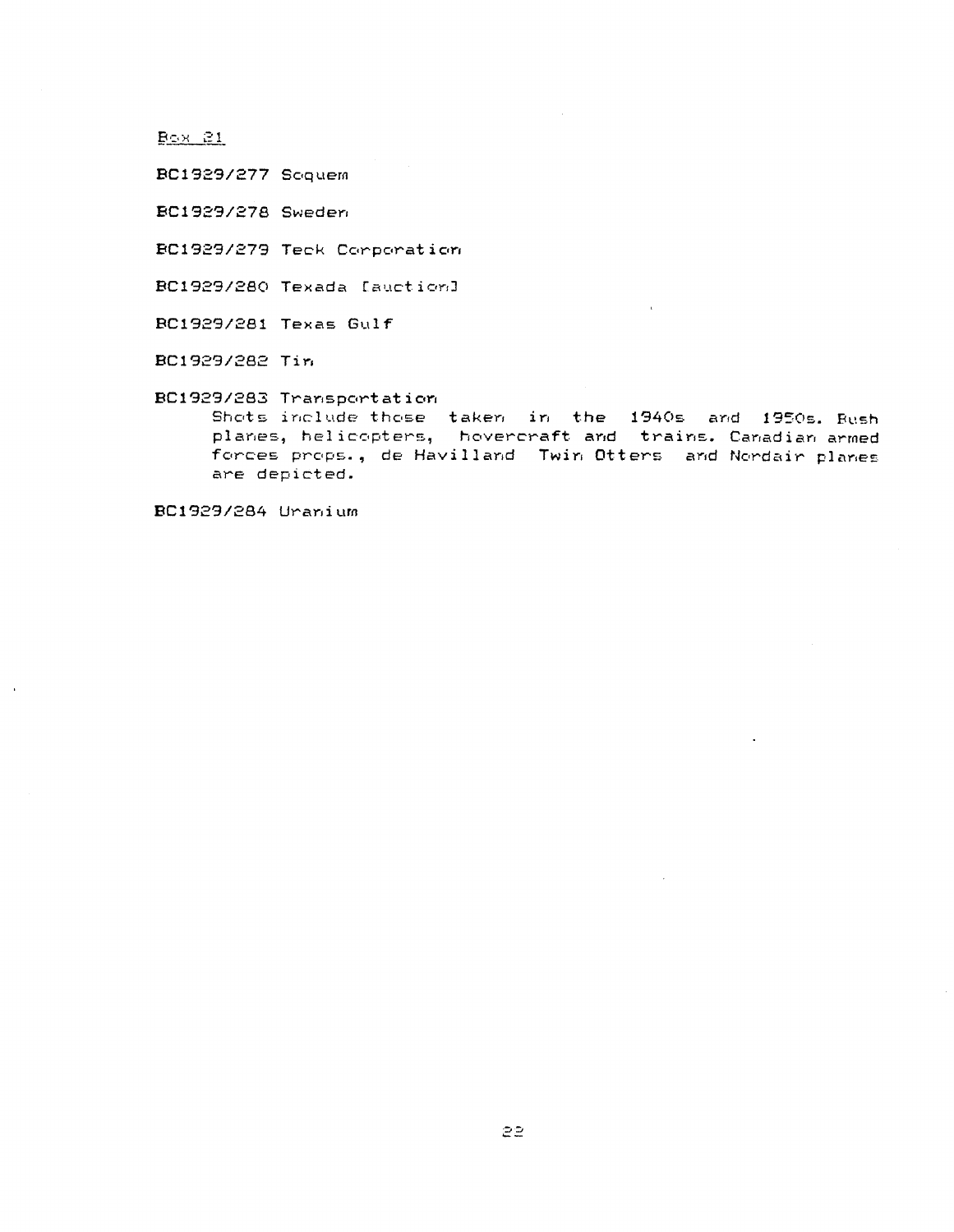Box 21

**BC1929/277** Soquem

**BC1929/278** Sweden

**BC1929/279** Teck Corporation

**BC1929/280** Texada [auction]

**BC1929/281** Texas Gulf

**BC1929/282** Tin

**BC1929/283** Transportation
Shots include those taken in the 1940s and 1950s. Bush planes, helicopters, hovercraft and trains. Canadian armed forces props., de Havilland Twin Otters and Nordair planes are depicted.

**BC1929/284** Uranium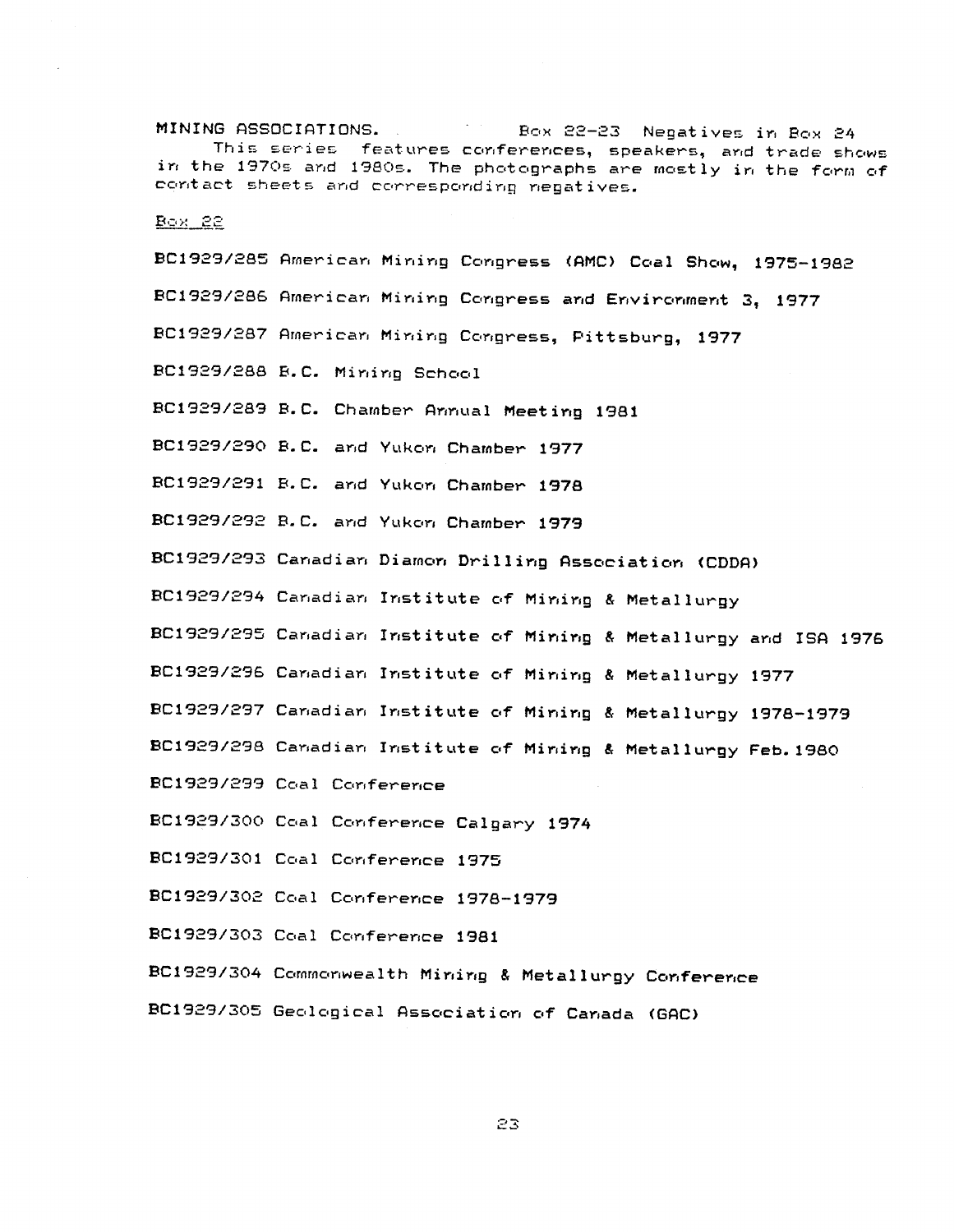MINING ASSOCIATIONS. Box 22-23 Negatives in Box 24

This series features conferences, speakers, and trade shows in the 1970s and 1980s. The photographs are mostly in the form of contact sheets and corresponding negatives.

Box 22

BC1929/285 American Mining Congress (AMC) Coal Show, 1975-1982

BC1929/286 American Mining Congress and Environment 3, 1977

BC1929/287 American Mining Congress, Pittsburg, 1977

BC1929/288 B.C. Mining School

BC1929/289 B.C. Chamber Annual Meeting 1981

BC1929/290 B.C. and Yukon Chamber 1977

BC1929/291 B.C. and Yukon Chamber 1978

BC1929/292 B.C. and Yukon Chamber 1979

BC1929/293 Canadian Diamon Drilling Association (CDDA)

BC1929/294 Canadian Institute of Mining & Metallurgy

BC1929/295 Canadian Institute of Mining & Metallurgy and ISA 1976

BC1929/296 Canadian Institute of Mining & Metallurgy 1977

BC1929/297 Canadian Institute of Mining & Metallurgy 1978-1979

BC1929/298 Canadian Institute of Mining & Metallurgy Feb.1980

BC1929/299 Coal Conference

BC1929/300 Coal Conference Calgary 1974

BC1929/301 Coal Conference 1975

BC1929/302 Coal Conference 1978-1979

BC1929/303 Coal Conference 1981

BC1929/304 Commonwealth Mining & Metallurgy Conference

BC1929/305 Geological Association of Canada (GAC)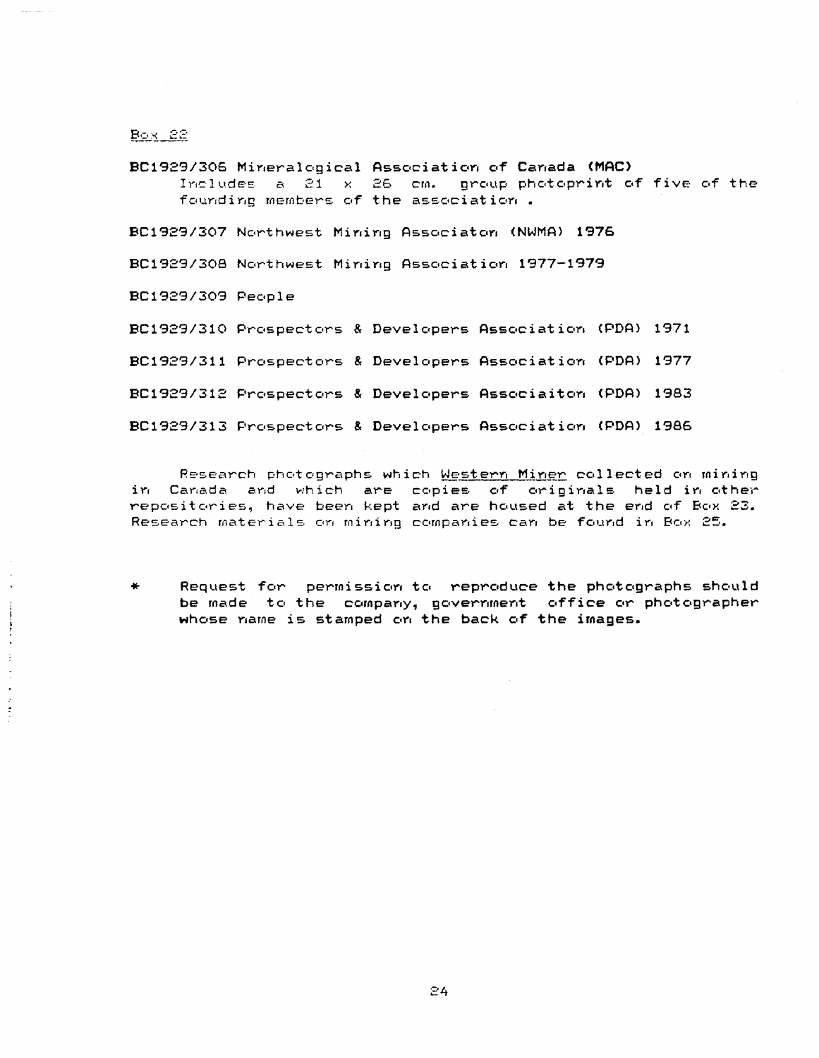Box 22

**BC1929/306 Mineralogical Association of Canada (MAC)**
Includes a 21 x 26 cm. group photoprint of five of the founding members of the association .

**BC1929/307 Northwest Mining Associaton (NWMA) 1976**

**BC1929/308 Northwest Mining Association 1977-1979**

**BC1929/309 People**

**BC1929/310 Prospectors & Developers Association (PDA) 1971**

**BC1929/311 Prospectors & Developers Association (PDA) 1977**

**BC1929/312 Prospectors & Developers Associaiton (PDA) 1983**

**BC1929/313 Prospectors & Developers Association (PDA) 1986**

Research photographs which Western Miner collected on mining in Canada and which are copies of originals held in other repositories, have been kept and are housed at the end of Box 23. Research materials on mining companies can be found in Box 25.

* **Request for permission to reproduce the photographs should be made to the company, government office or photographer whose name is stamped on the back of the images.**